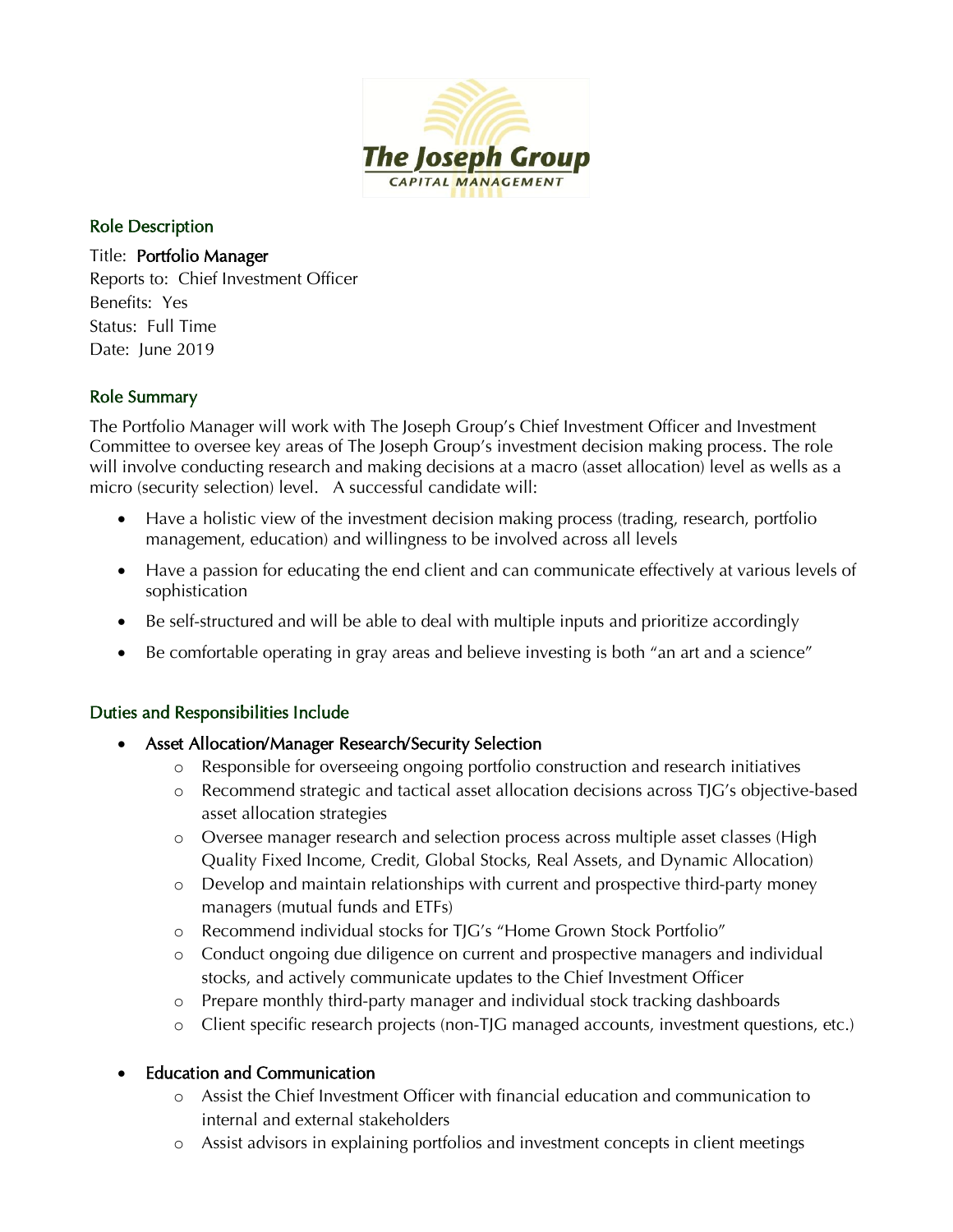The Joseph Group
CAPITAL MANAGEMENT

## Role Description

Title: **Portfolio Manager**
Reports to: Chief Investment Officer
Benefits: Yes
Status: Full Time
Date: June 2019

## Role Summary

The Portfolio Manager will work with The Joseph Group's Chief Investment Officer and Investment Committee to oversee key areas of The Joseph Group's investment decision making process. The role will involve conducting research and making decisions at a macro (asset allocation) level as wells as a micro (security selection) level. A successful candidate will:

- Have a holistic view of the investment decision making process (trading, research, portfolio management, education) and willingness to be involved across all levels
- Have a passion for educating the end client and can communicate effectively at various levels of sophistication
- Be self-structured and will be able to deal with multiple inputs and prioritize accordingly
- Be comfortable operating in gray areas and believe investing is both "an art and a science"

## Duties and Responsibilities Include

- **Asset Allocation/Manager Research/Security Selection**
  - Responsible for overseeing ongoing portfolio construction and research initiatives
  - Recommend strategic and tactical asset allocation decisions across TJG's objective-based asset allocation strategies
  - Oversee manager research and selection process across multiple asset classes (High Quality Fixed Income, Credit, Global Stocks, Real Assets, and Dynamic Allocation)
  - Develop and maintain relationships with current and prospective third-party money managers (mutual funds and ETFs)
  - Recommend individual stocks for TJG's "Home Grown Stock Portfolio"
  - Conduct ongoing due diligence on current and prospective managers and individual stocks, and actively communicate updates to the Chief Investment Officer
  - Prepare monthly third-party manager and individual stock tracking dashboards
  - Client specific research projects (non-TJG managed accounts, investment questions, etc.)

- **Education and Communication**
  - Assist the Chief Investment Officer with financial education and communication to internal and external stakeholders
  - Assist advisors in explaining portfolios and investment concepts in client meetings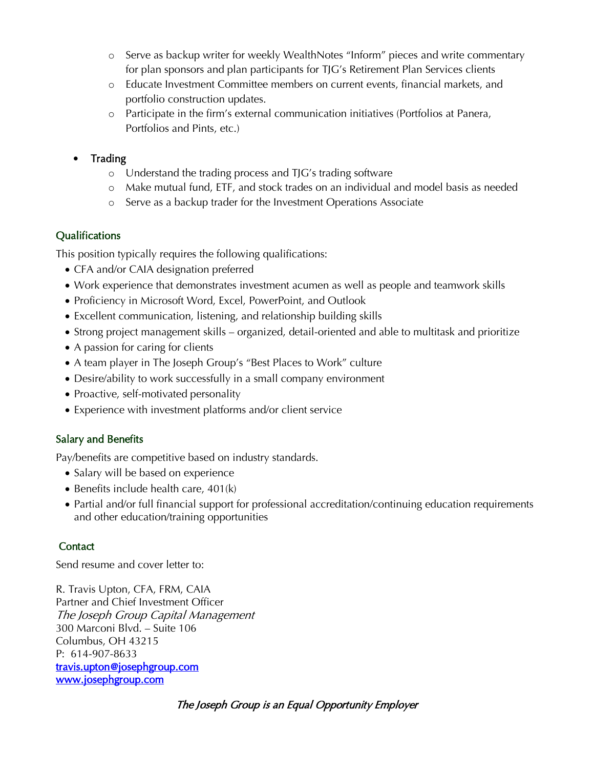- Serve as backup writer for weekly WealthNotes "Inform" pieces and write commentary for plan sponsors and plan participants for TJG's Retirement Plan Services clients
- Educate Investment Committee members on current events, financial markets, and portfolio construction updates.
- Participate in the firm's external communication initiatives (Portfolios at Panera, Portfolios and Pints, etc.)

- Trading
  - Understand the trading process and TJG's trading software
  - Make mutual fund, ETF, and stock trades on an individual and model basis as needed
  - Serve as a backup trader for the Investment Operations Associate

## Qualifications

This position typically requires the following qualifications:

- CFA and/or CAIA designation preferred
- Work experience that demonstrates investment acumen as well as people and teamwork skills
- Proficiency in Microsoft Word, Excel, PowerPoint, and Outlook
- Excellent communication, listening, and relationship building skills
- Strong project management skills – organized, detail-oriented and able to multitask and prioritize
- A passion for caring for clients
- A team player in The Joseph Group's "Best Places to Work" culture
- Desire/ability to work successfully in a small company environment
- Proactive, self-motivated personality
- Experience with investment platforms and/or client service

## Salary and Benefits

Pay/benefits are competitive based on industry standards.

- Salary will be based on experience
- Benefits include health care, 401(k)
- Partial and/or full financial support for professional accreditation/continuing education requirements and other education/training opportunities

## Contact

Send resume and cover letter to:

R. Travis Upton, CFA, FRM, CAIA
Partner and Chief Investment Officer
*The Joseph Group Capital Management*
300 Marconi Blvd. – Suite 106
Columbus, OH 43215
P: 614-907-8633
travis.upton@josephgroup.com
www.josephgroup.com

*The Joseph Group is an Equal Opportunity Employer*